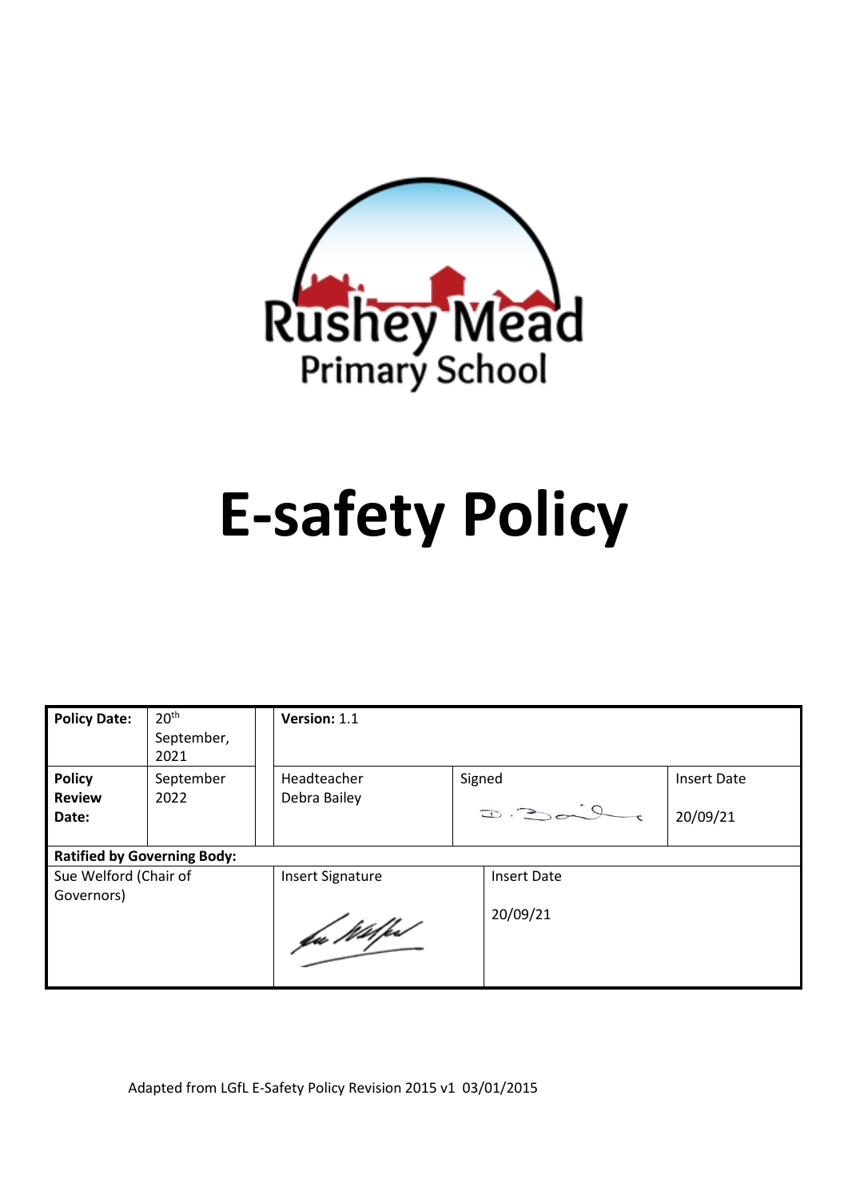Rushey Mead Primary School

# E-safety Policy

| **Policy Date:** | 20th September, 2021 | **Version:** 1.1 | | |
|---|---|---|---|---|
| **Policy Review Date:** | September 2022 | Headteacher Debra Bailey | Signed | Insert Date 20/09/21 |
| **Ratified by Governing Body:** | | | | |
| Sue Welford (Chair of Governors) | | Insert Signature | Insert Date 20/09/21 | |

Adapted from LGfL E-Safety Policy Revision 2015 v1 03/01/2015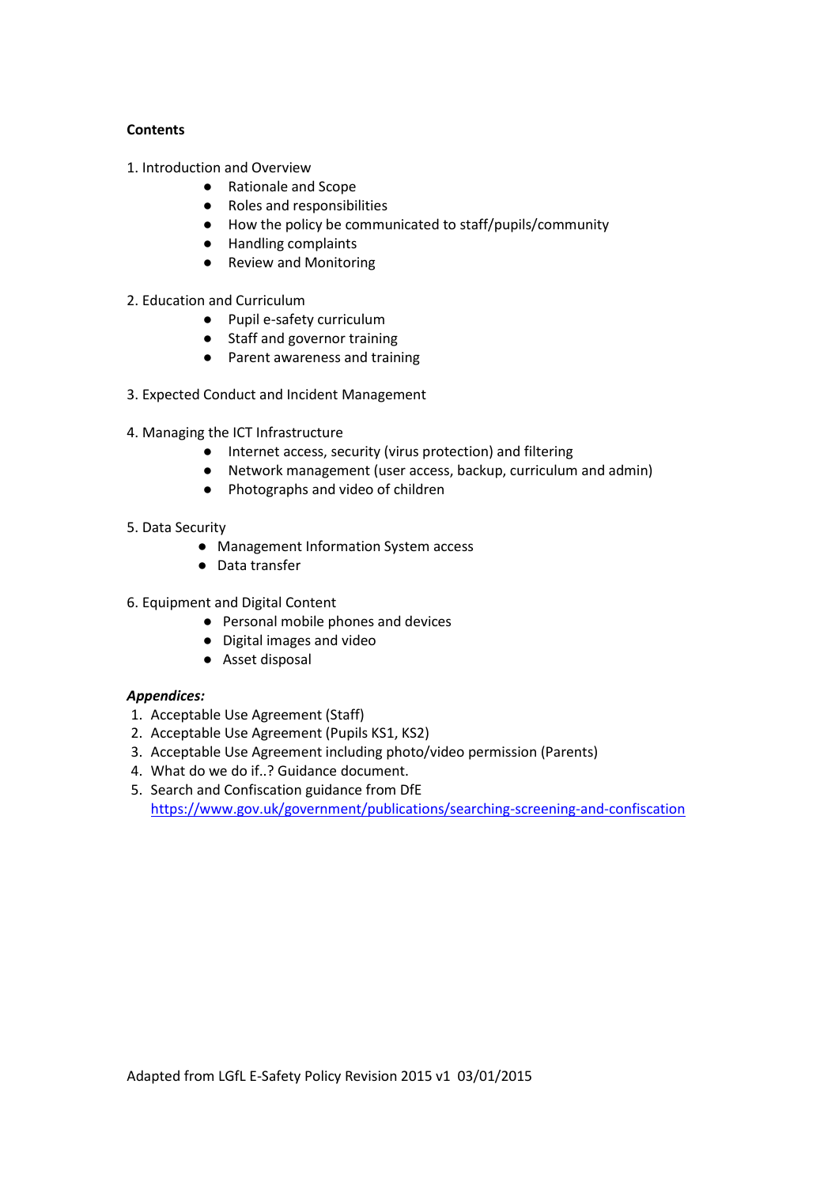**Contents**

1. Introduction and Overview
    - Rationale and Scope
    - Roles and responsibilities
    - How the policy be communicated to staff/pupils/community
    - Handling complaints
    - Review and Monitoring

2. Education and Curriculum
    - Pupil e-safety curriculum
    - Staff and governor training
    - Parent awareness and training

3. Expected Conduct and Incident Management

4. Managing the ICT Infrastructure
    - Internet access, security (virus protection) and filtering
    - Network management (user access, backup, curriculum and admin)
    - Photographs and video of children

5. Data Security
    - Management Information System access
    - Data transfer

6. Equipment and Digital Content
    - Personal mobile phones and devices
    - Digital images and video
    - Asset disposal

***Appendices:***

1. Acceptable Use Agreement (Staff)
2. Acceptable Use Agreement (Pupils KS1, KS2)
3. Acceptable Use Agreement including photo/video permission (Parents)
4. What do we do if..? Guidance document.
5. Search and Confiscation guidance from DfE https://www.gov.uk/government/publications/searching-screening-and-confiscation

Adapted from LGfL E-Safety Policy Revision 2015 v1 03/01/2015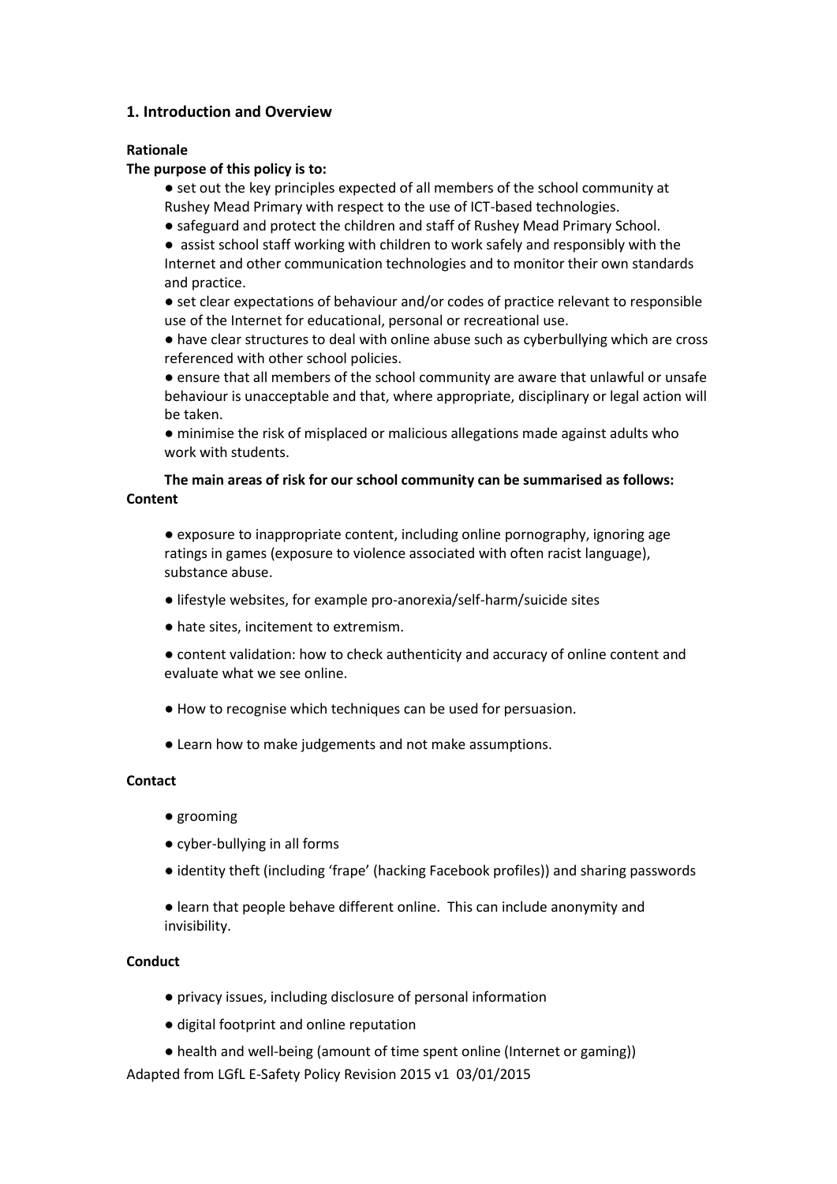## 1. Introduction and Overview

**Rationale**

**The purpose of this policy is to:**

- set out the key principles expected of all members of the school community at Rushey Mead Primary with respect to the use of ICT-based technologies.
- safeguard and protect the children and staff of Rushey Mead Primary School.
- assist school staff working with children to work safely and responsibly with the Internet and other communication technologies and to monitor their own standards and practice.
- set clear expectations of behaviour and/or codes of practice relevant to responsible use of the Internet for educational, personal or recreational use.
- have clear structures to deal with online abuse such as cyberbullying which are cross referenced with other school policies.
- ensure that all members of the school community are aware that unlawful or unsafe behaviour is unacceptable and that, where appropriate, disciplinary or legal action will be taken.
- minimise the risk of misplaced or malicious allegations made against adults who work with students.

**The main areas of risk for our school community can be summarised as follows:**

**Content**

- exposure to inappropriate content, including online pornography, ignoring age ratings in games (exposure to violence associated with often racist language), substance abuse.
- lifestyle websites, for example pro-anorexia/self-harm/suicide sites
- hate sites, incitement to extremism.
- content validation: how to check authenticity and accuracy of online content and evaluate what we see online.
- How to recognise which techniques can be used for persuasion.
- Learn how to make judgements and not make assumptions.

**Contact**

- grooming
- cyber-bullying in all forms
- identity theft (including 'frape' (hacking Facebook profiles)) and sharing passwords
- learn that people behave different online. This can include anonymity and invisibility.

**Conduct**

- privacy issues, including disclosure of personal information
- digital footprint and online reputation
- health and well-being (amount of time spent online (Internet or gaming))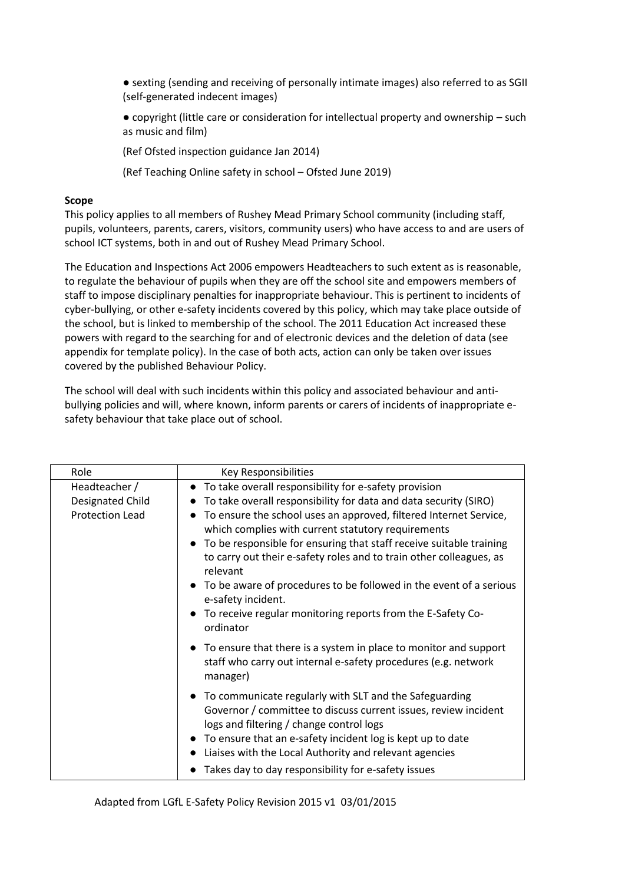- sexting (sending and receiving of personally intimate images) also referred to as SGII (self-generated indecent images)
- copyright (little care or consideration for intellectual property and ownership – such as music and film)

(Ref Ofsted inspection guidance Jan 2014)

(Ref Teaching Online safety in school – Ofsted June 2019)

**Scope**

This policy applies to all members of Rushey Mead Primary School community (including staff, pupils, volunteers, parents, carers, visitors, community users) who have access to and are users of school ICT systems, both in and out of Rushey Mead Primary School.

The Education and Inspections Act 2006 empowers Headteachers to such extent as is reasonable, to regulate the behaviour of pupils when they are off the school site and empowers members of staff to impose disciplinary penalties for inappropriate behaviour. This is pertinent to incidents of cyber-bullying, or other e-safety incidents covered by this policy, which may take place outside of the school, but is linked to membership of the school. The 2011 Education Act increased these powers with regard to the searching for and of electronic devices and the deletion of data (see appendix for template policy). In the case of both acts, action can only be taken over issues covered by the published Behaviour Policy.

The school will deal with such incidents within this policy and associated behaviour and anti-bullying policies and will, where known, inform parents or carers of incidents of inappropriate e-safety behaviour that take place out of school.

| Role | Key Responsibilities |
|---|---|
| Headteacher / Designated Child Protection Lead | • To take overall responsibility for e-safety provision<br>• To take overall responsibility for data and data security (SIRO)<br>• To ensure the school uses an approved, filtered Internet Service, which complies with current statutory requirements<br>• To be responsible for ensuring that staff receive suitable training to carry out their e-safety roles and to train other colleagues, as relevant<br>• To be aware of procedures to be followed in the event of a serious e-safety incident.<br>• To receive regular monitoring reports from the E-Safety Co-ordinator<br>• To ensure that there is a system in place to monitor and support staff who carry out internal e-safety procedures (e.g. network manager)<br>• To communicate regularly with SLT and the Safeguarding Governor / committee to discuss current issues, review incident logs and filtering / change control logs<br>• To ensure that an e-safety incident log is kept up to date<br>• Liaises with the Local Authority and relevant agencies<br>• Takes day to day responsibility for e-safety issues |

Adapted from LGfL E-Safety Policy Revision 2015 v1 03/01/2015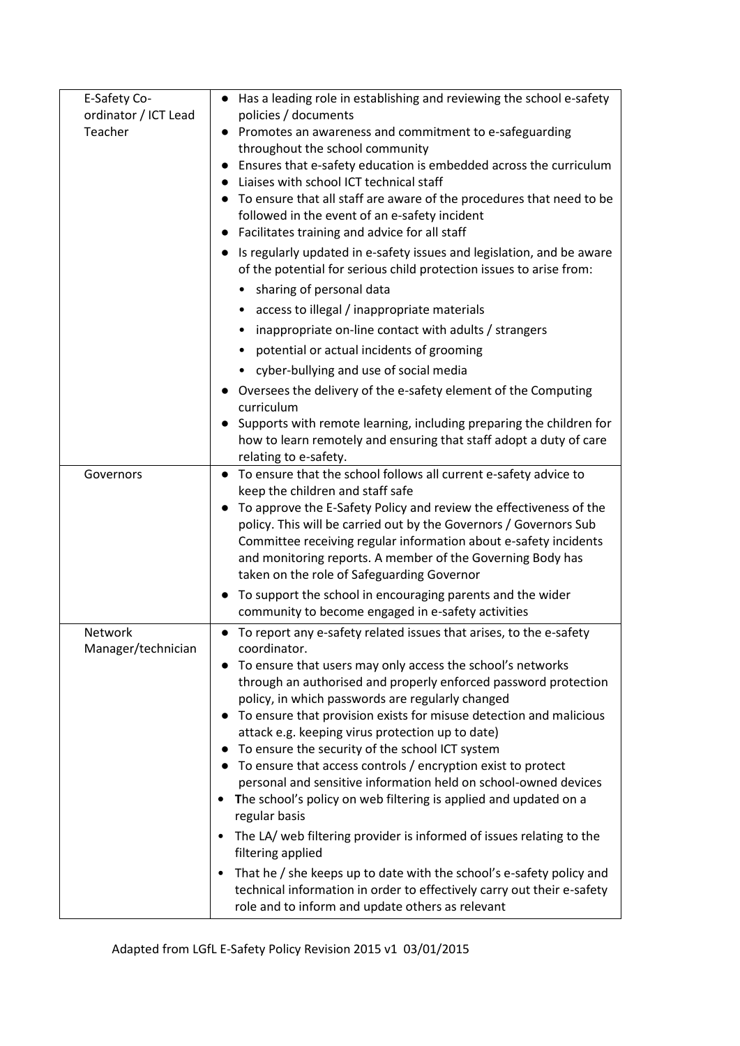| | |
|---|---|
| E-Safety Co-ordinator / ICT Lead Teacher | ● Has a leading role in establishing and reviewing the school e-safety policies / documents<br>● Promotes an awareness and commitment to e-safeguarding throughout the school community<br>● Ensures that e-safety education is embedded across the curriculum<br>● Liaises with school ICT technical staff<br>● To ensure that all staff are aware of the procedures that need to be followed in the event of an e-safety incident<br>● Facilitates training and advice for all staff<br>● Is regularly updated in e-safety issues and legislation, and be aware of the potential for serious child protection issues to arise from:<br>• sharing of personal data<br>• access to illegal / inappropriate materials<br>• inappropriate on-line contact with adults / strangers<br>• potential or actual incidents of grooming<br>• cyber-bullying and use of social media<br>● Oversees the delivery of the e-safety element of the Computing curriculum<br>● Supports with remote learning, including preparing the children for how to learn remotely and ensuring that staff adopt a duty of care relating to e-safety. |
| Governors | ● To ensure that the school follows all current e-safety advice to keep the children and staff safe<br>● To approve the E-Safety Policy and review the effectiveness of the policy. This will be carried out by the Governors / Governors Sub Committee receiving regular information about e-safety incidents and monitoring reports. A member of the Governing Body has taken on the role of Safeguarding Governor<br>● To support the school in encouraging parents and the wider community to become engaged in e-safety activities |
| Network Manager/technician | ● To report any e-safety related issues that arises, to the e-safety coordinator.<br>● To ensure that users may only access the school's networks through an authorised and properly enforced password protection policy, in which passwords are regularly changed<br>● To ensure that provision exists for misuse detection and malicious attack e.g. keeping virus protection up to date)<br>● To ensure the security of the school ICT system<br>● To ensure that access controls / encryption exist to protect personal and sensitive information held on school-owned devices<br>• **T**he school's policy on web filtering is applied and updated on a regular basis<br>• The LA/ web filtering provider is informed of issues relating to the filtering applied<br>• That he / she keeps up to date with the school's e-safety policy and technical information in order to effectively carry out their e-safety role and to inform and update others as relevant |

Adapted from LGfL E-Safety Policy Revision 2015 v1 03/01/2015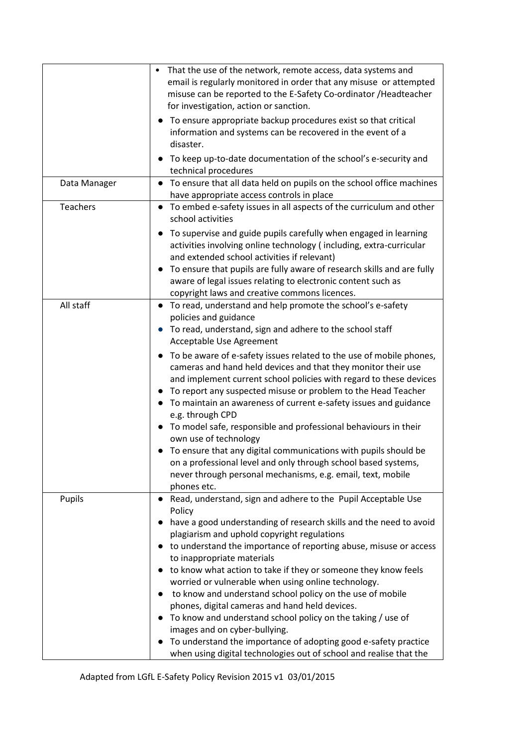| | |
|---|---|
| | • That the use of the network, remote access, data systems and email is regularly monitored in order that any misuse or attempted misuse can be reported to the E-Safety Co-ordinator /Headteacher for investigation, action or sanction.<br>• To ensure appropriate backup procedures exist so that critical information and systems can be recovered in the event of a disaster.<br>• To keep up-to-date documentation of the school's e-security and technical procedures |
| Data Manager | • To ensure that all data held on pupils on the school office machines have appropriate access controls in place |
| Teachers | • To embed e-safety issues in all aspects of the curriculum and other school activities<br>• To supervise and guide pupils carefully when engaged in learning activities involving online technology ( including, extra-curricular and extended school activities if relevant)<br>• To ensure that pupils are fully aware of research skills and are fully aware of legal issues relating to electronic content such as copyright laws and creative commons licences. |
| All staff | • To read, understand and help promote the school's e-safety policies and guidance<br>• To read, understand, sign and adhere to the school staff Acceptable Use Agreement<br>• To be aware of e-safety issues related to the use of mobile phones, cameras and hand held devices and that they monitor their use and implement current school policies with regard to these devices<br>• To report any suspected misuse or problem to the Head Teacher<br>• To maintain an awareness of current e-safety issues and guidance e.g. through CPD<br>• To model safe, responsible and professional behaviours in their own use of technology<br>• To ensure that any digital communications with pupils should be on a professional level and only through school based systems, never through personal mechanisms, e.g. email, text, mobile phones etc. |
| Pupils | • Read, understand, sign and adhere to the Pupil Acceptable Use Policy<br>• have a good understanding of research skills and the need to avoid plagiarism and uphold copyright regulations<br>• to understand the importance of reporting abuse, misuse or access to inappropriate materials<br>• to know what action to take if they or someone they know feels worried or vulnerable when using online technology.<br>• to know and understand school policy on the use of mobile phones, digital cameras and hand held devices.<br>• To know and understand school policy on the taking / use of images and on cyber-bullying.<br>• To understand the importance of adopting good e-safety practice when using digital technologies out of school and realise that the |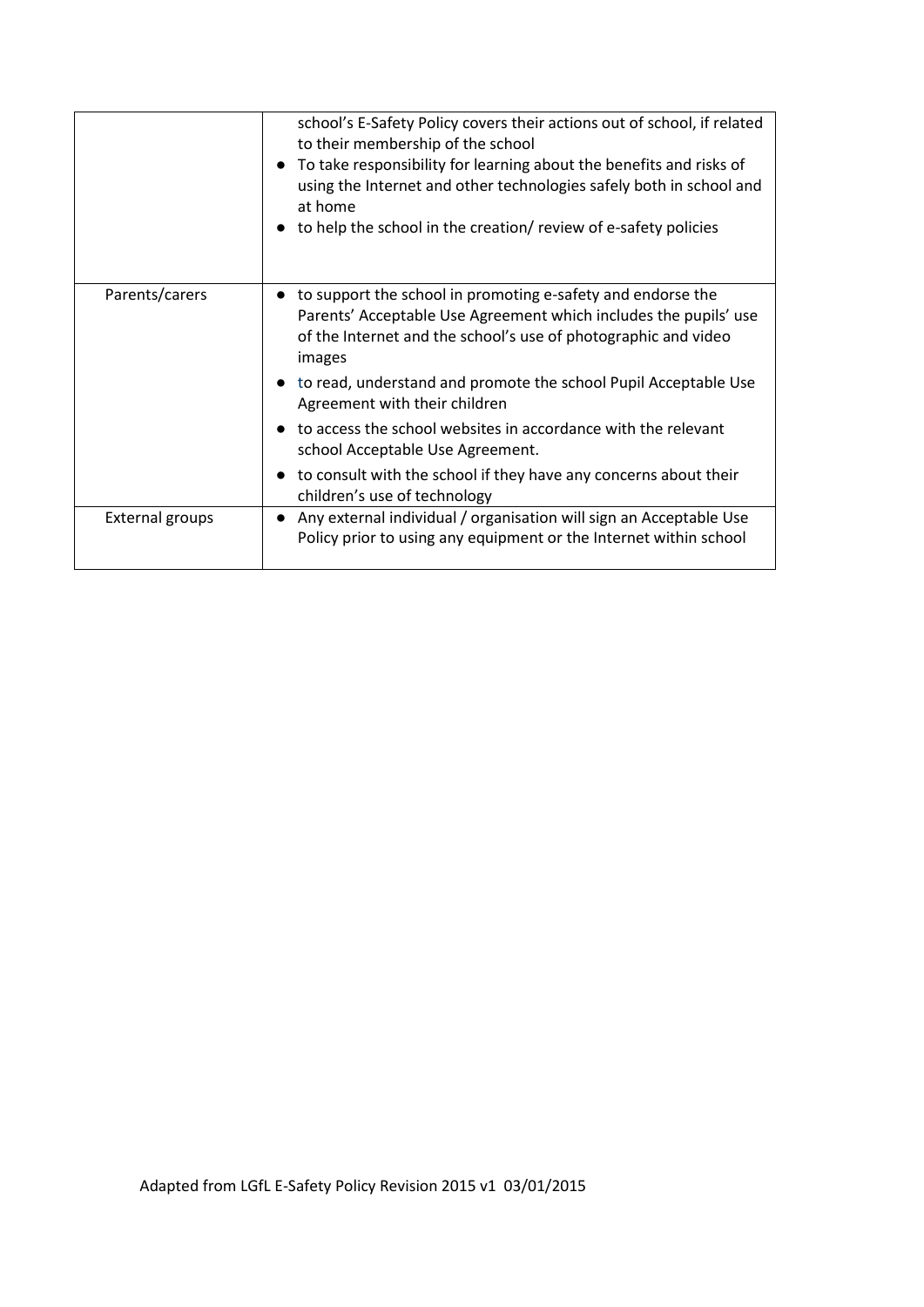| | |
|---|---|
| | school's E-Safety Policy covers their actions out of school, if related to their membership of the school<br>● To take responsibility for learning about the benefits and risks of using the Internet and other technologies safely both in school and at home<br>● to help the school in the creation/ review of e-safety policies |
| Parents/carers | ● to support the school in promoting e-safety and endorse the Parents' Acceptable Use Agreement which includes the pupils' use of the Internet and the school's use of photographic and video images<br>● to read, understand and promote the school Pupil Acceptable Use Agreement with their children<br>● to access the school websites in accordance with the relevant school Acceptable Use Agreement.<br>● to consult with the school if they have any concerns about their children's use of technology |
| External groups | ● Any external individual / organisation will sign an Acceptable Use Policy prior to using any equipment or the Internet within school |

Adapted from LGfL E-Safety Policy Revision 2015 v1 03/01/2015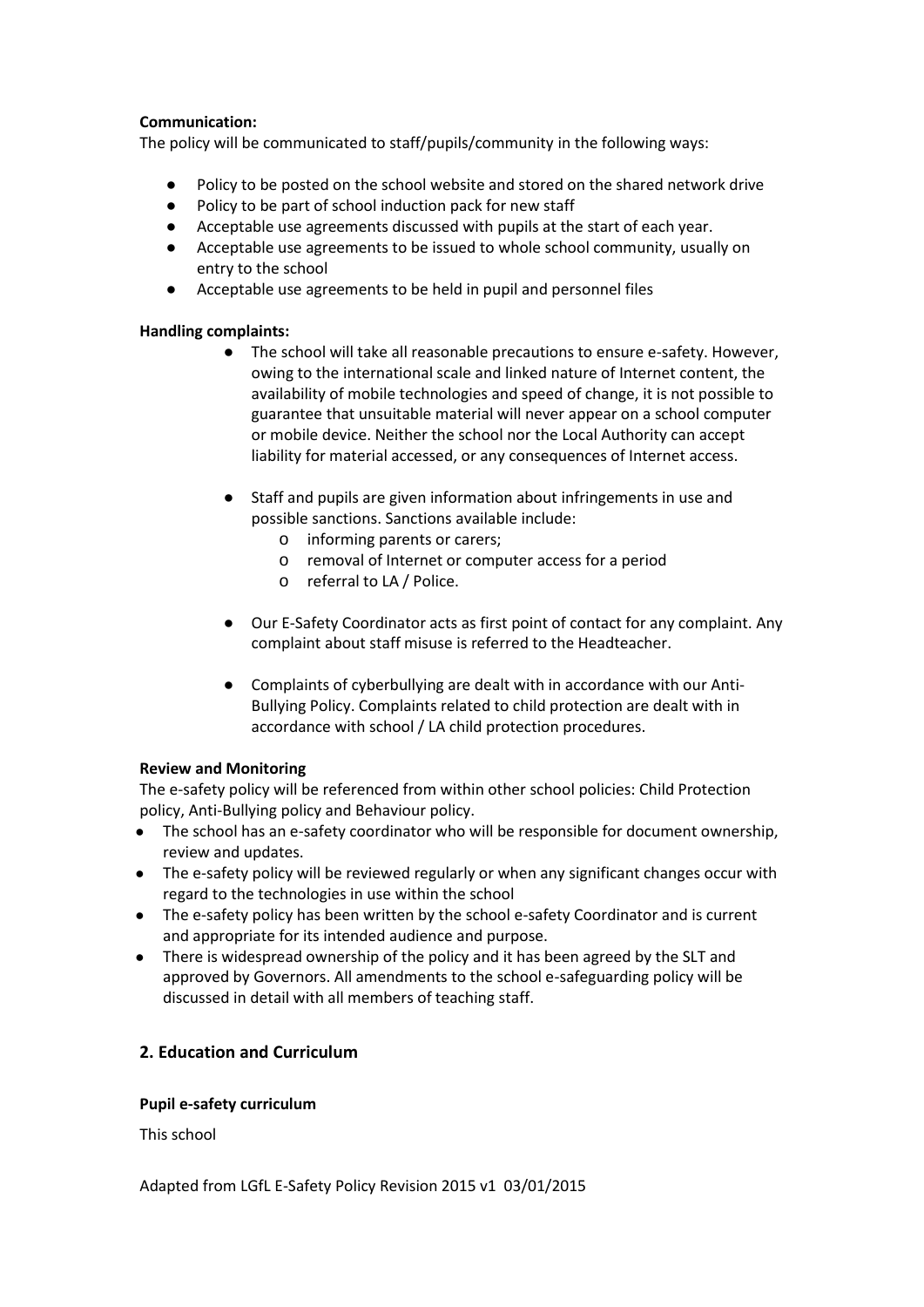**Communication:**

The policy will be communicated to staff/pupils/community in the following ways:

- Policy to be posted on the school website and stored on the shared network drive
- Policy to be part of school induction pack for new staff
- Acceptable use agreements discussed with pupils at the start of each year.
- Acceptable use agreements to be issued to whole school community, usually on entry to the school
- Acceptable use agreements to be held in pupil and personnel files

**Handling complaints:**

- The school will take all reasonable precautions to ensure e-safety. However, owing to the international scale and linked nature of Internet content, the availability of mobile technologies and speed of change, it is not possible to guarantee that unsuitable material will never appear on a school computer or mobile device. Neither the school nor the Local Authority can accept liability for material accessed, or any consequences of Internet access.

- Staff and pupils are given information about infringements in use and possible sanctions. Sanctions available include:
    - informing parents or carers;
    - removal of Internet or computer access for a period
    - referral to LA / Police.

- Our E-Safety Coordinator acts as first point of contact for any complaint. Any complaint about staff misuse is referred to the Headteacher.

- Complaints of cyberbullying are dealt with in accordance with our Anti-Bullying Policy. Complaints related to child protection are dealt with in accordance with school / LA child protection procedures.

**Review and Monitoring**

The e-safety policy will be referenced from within other school policies: Child Protection policy, Anti-Bullying policy and Behaviour policy.

- The school has an e-safety coordinator who will be responsible for document ownership, review and updates.
- The e-safety policy will be reviewed regularly or when any significant changes occur with regard to the technologies in use within the school
- The e-safety policy has been written by the school e-safety Coordinator and is current and appropriate for its intended audience and purpose.
- There is widespread ownership of the policy and it has been agreed by the SLT and approved by Governors. All amendments to the school e-safeguarding policy will be discussed in detail with all members of teaching staff.

## 2. Education and Curriculum

**Pupil e-safety curriculum**

This school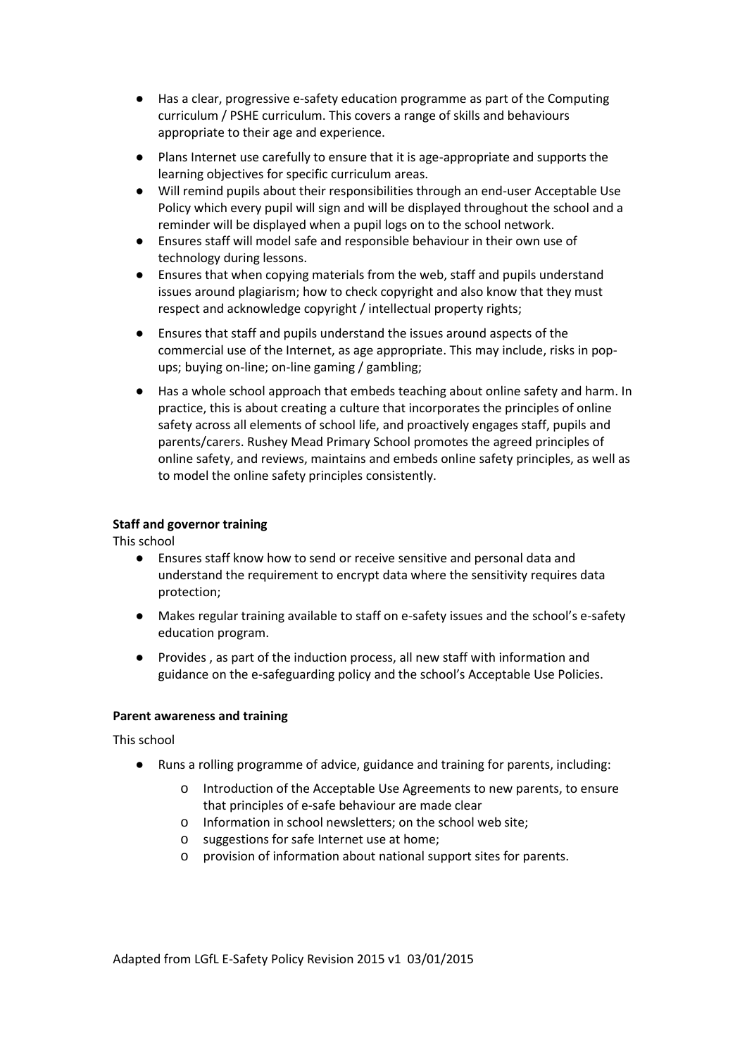- Has a clear, progressive e-safety education programme as part of the Computing curriculum / PSHE curriculum. This covers a range of skills and behaviours appropriate to their age and experience.
- Plans Internet use carefully to ensure that it is age-appropriate and supports the learning objectives for specific curriculum areas.
- Will remind pupils about their responsibilities through an end-user Acceptable Use Policy which every pupil will sign and will be displayed throughout the school and a reminder will be displayed when a pupil logs on to the school network.
- Ensures staff will model safe and responsible behaviour in their own use of technology during lessons.
- Ensures that when copying materials from the web, staff and pupils understand issues around plagiarism; how to check copyright and also know that they must respect and acknowledge copyright / intellectual property rights;
- Ensures that staff and pupils understand the issues around aspects of the commercial use of the Internet, as age appropriate. This may include, risks in pop-ups; buying on-line; on-line gaming / gambling;
- Has a whole school approach that embeds teaching about online safety and harm. In practice, this is about creating a culture that incorporates the principles of online safety across all elements of school life, and proactively engages staff, pupils and parents/carers. Rushey Mead Primary School promotes the agreed principles of online safety, and reviews, maintains and embeds online safety principles, as well as to model the online safety principles consistently.

**Staff and governor training**

This school

- Ensures staff know how to send or receive sensitive and personal data and understand the requirement to encrypt data where the sensitivity requires data protection;
- Makes regular training available to staff on e-safety issues and the school's e-safety education program.
- Provides , as part of the induction process, all new staff with information and guidance on the e-safeguarding policy and the school's Acceptable Use Policies.

**Parent awareness and training**

This school

- Runs a rolling programme of advice, guidance and training for parents, including:
  - Introduction of the Acceptable Use Agreements to new parents, to ensure that principles of e-safe behaviour are made clear
  - Information in school newsletters; on the school web site;
  - suggestions for safe Internet use at home;
  - provision of information about national support sites for parents.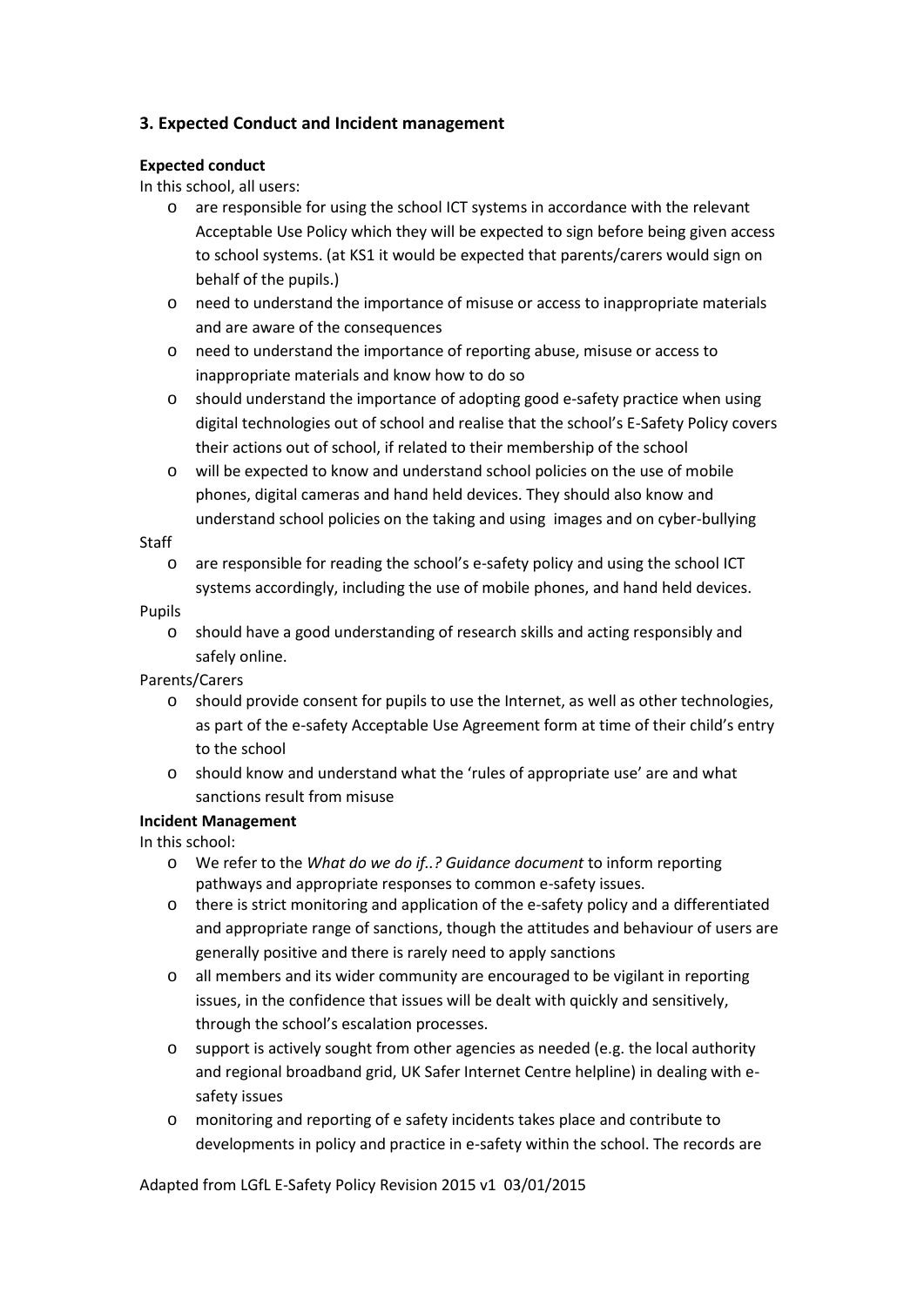## 3. Expected Conduct and Incident management

**Expected conduct**

In this school, all users:

- are responsible for using the school ICT systems in accordance with the relevant Acceptable Use Policy which they will be expected to sign before being given access to school systems. (at KS1 it would be expected that parents/carers would sign on behalf of the pupils.)
- need to understand the importance of misuse or access to inappropriate materials and are aware of the consequences
- need to understand the importance of reporting abuse, misuse or access to inappropriate materials and know how to do so
- should understand the importance of adopting good e-safety practice when using digital technologies out of school and realise that the school's E-Safety Policy covers their actions out of school, if related to their membership of the school
- will be expected to know and understand school policies on the use of mobile phones, digital cameras and hand held devices. They should also know and understand school policies on the taking and using images and on cyber-bullying

Staff

- are responsible for reading the school's e-safety policy and using the school ICT systems accordingly, including the use of mobile phones, and hand held devices.

Pupils

- should have a good understanding of research skills and acting responsibly and safely online.

Parents/Carers

- should provide consent for pupils to use the Internet, as well as other technologies, as part of the e-safety Acceptable Use Agreement form at time of their child's entry to the school
- should know and understand what the 'rules of appropriate use' are and what sanctions result from misuse

**Incident Management**

In this school:

- We refer to the *What do we do if..? Guidance document* to inform reporting pathways and appropriate responses to common e-safety issues.
- there is strict monitoring and application of the e-safety policy and a differentiated and appropriate range of sanctions, though the attitudes and behaviour of users are generally positive and there is rarely need to apply sanctions
- all members and its wider community are encouraged to be vigilant in reporting issues, in the confidence that issues will be dealt with quickly and sensitively, through the school's escalation processes.
- support is actively sought from other agencies as needed (e.g. the local authority and regional broadband grid, UK Safer Internet Centre helpline) in dealing with e-safety issues
- monitoring and reporting of e safety incidents takes place and contribute to developments in policy and practice in e-safety within the school. The records are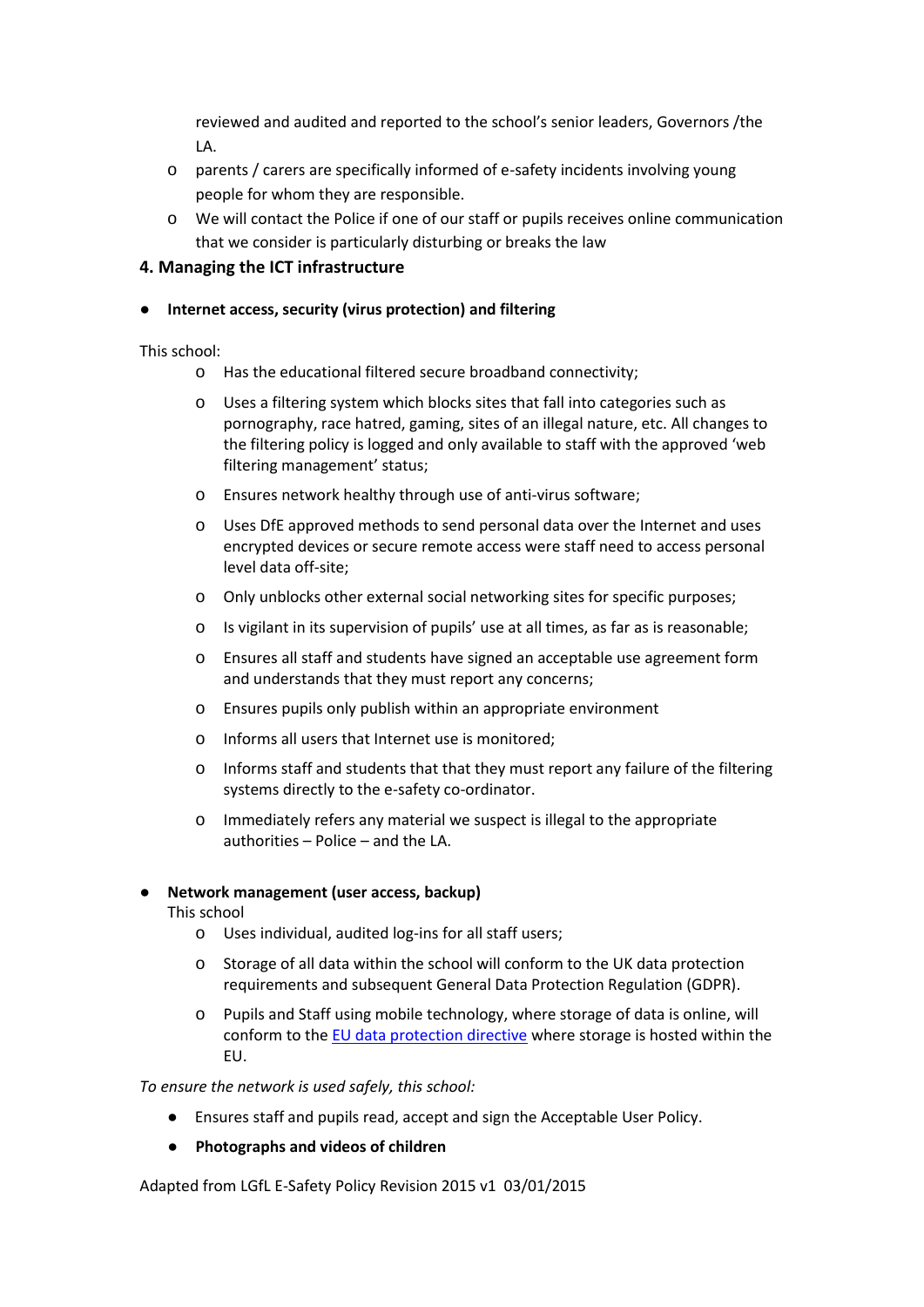reviewed and audited and reported to the school's senior leaders, Governors /the LA.

- parents / carers are specifically informed of e-safety incidents involving young people for whom they are responsible.
- We will contact the Police if one of our staff or pupils receives online communication that we consider is particularly disturbing or breaks the law

## 4. Managing the ICT infrastructure

- **Internet access, security (virus protection) and filtering**

This school:

- Has the educational filtered secure broadband connectivity;
- Uses a filtering system which blocks sites that fall into categories such as pornography, race hatred, gaming, sites of an illegal nature, etc. All changes to the filtering policy is logged and only available to staff with the approved 'web filtering management' status;
- Ensures network healthy through use of anti-virus software;
- Uses DfE approved methods to send personal data over the Internet and uses encrypted devices or secure remote access were staff need to access personal level data off-site;
- Only unblocks other external social networking sites for specific purposes;
- Is vigilant in its supervision of pupils' use at all times, as far as is reasonable;
- Ensures all staff and students have signed an acceptable use agreement form and understands that they must report any concerns;
- Ensures pupils only publish within an appropriate environment
- Informs all users that Internet use is monitored;
- Informs staff and students that that they must report any failure of the filtering systems directly to the e-safety co-ordinator.
- Immediately refers any material we suspect is illegal to the appropriate authorities – Police – and the LA.

- **Network management (user access, backup)**

This school

- Uses individual, audited log-ins for all staff users;
- Storage of all data within the school will conform to the UK data protection requirements and subsequent General Data Protection Regulation (GDPR).
- Pupils and Staff using mobile technology, where storage of data is online, will conform to the [EU data protection directive] where storage is hosted within the EU.

*To ensure the network is used safely, this school:*

- Ensures staff and pupils read, accept and sign the Acceptable User Policy.
- **Photographs and videos of children**

Adapted from LGfL E-Safety Policy Revision 2015 v1 03/01/2015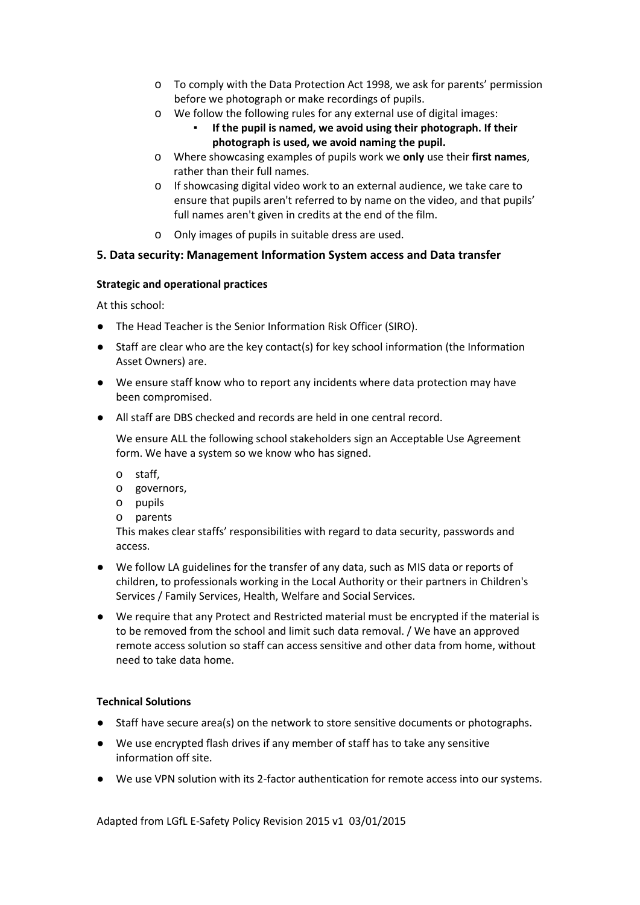- To comply with the Data Protection Act 1998, we ask for parents' permission before we photograph or make recordings of pupils.
- We follow the following rules for any external use of digital images:
  - **If the pupil is named, we avoid using their photograph. If their photograph is used, we avoid naming the pupil.**
- Where showcasing examples of pupils work we **only** use their **first names**, rather than their full names.
- If showcasing digital video work to an external audience, we take care to ensure that pupils aren't referred to by name on the video, and that pupils' full names aren't given in credits at the end of the film.
- Only images of pupils in suitable dress are used.

## 5. Data security: Management Information System access and Data transfer

### Strategic and operational practices

At this school:

- The Head Teacher is the Senior Information Risk Officer (SIRO).
- Staff are clear who are the key contact(s) for key school information (the Information Asset Owners) are.
- We ensure staff know who to report any incidents where data protection may have been compromised.
- All staff are DBS checked and records are held in one central record.

  We ensure ALL the following school stakeholders sign an Acceptable Use Agreement form. We have a system so we know who has signed.

  - staff,
  - governors,
  - pupils
  - parents

  This makes clear staffs' responsibilities with regard to data security, passwords and access.

- We follow LA guidelines for the transfer of any data, such as MIS data or reports of children, to professionals working in the Local Authority or their partners in Children's Services / Family Services, Health, Welfare and Social Services.
- We require that any Protect and Restricted material must be encrypted if the material is to be removed from the school and limit such data removal. / We have an approved remote access solution so staff can access sensitive and other data from home, without need to take data home.

### Technical Solutions

- Staff have secure area(s) on the network to store sensitive documents or photographs.
- We use encrypted flash drives if any member of staff has to take any sensitive information off site.
- We use VPN solution with its 2-factor authentication for remote access into our systems.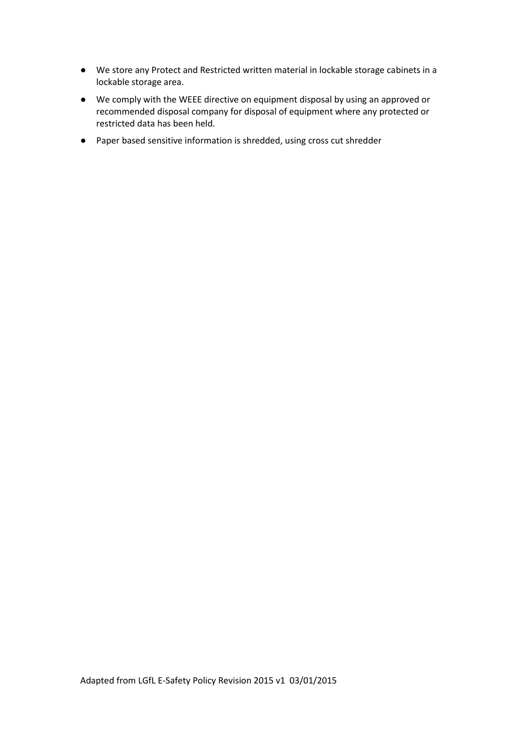- We store any Protect and Restricted written material in lockable storage cabinets in a lockable storage area.
- We comply with the WEEE directive on equipment disposal by using an approved or recommended disposal company for disposal of equipment where any protected or restricted data has been held.
- Paper based sensitive information is shredded, using cross cut shredder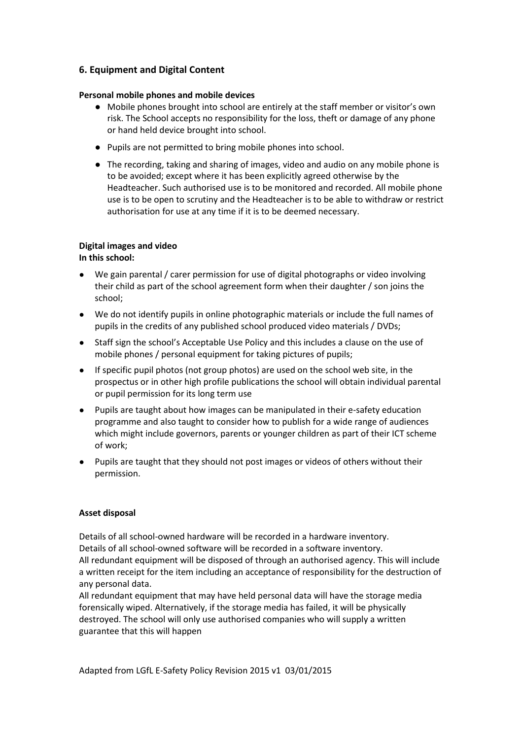## 6. Equipment and Digital Content

**Personal mobile phones and mobile devices**

- Mobile phones brought into school are entirely at the staff member or visitor's own risk. The School accepts no responsibility for the loss, theft or damage of any phone or hand held device brought into school.
- Pupils are not permitted to bring mobile phones into school.
- The recording, taking and sharing of images, video and audio on any mobile phone is to be avoided; except where it has been explicitly agreed otherwise by the Headteacher. Such authorised use is to be monitored and recorded. All mobile phone use is to be open to scrutiny and the Headteacher is to be able to withdraw or restrict authorisation for use at any time if it is to be deemed necessary.

**Digital images and video**
**In this school:**

- We gain parental / carer permission for use of digital photographs or video involving their child as part of the school agreement form when their daughter / son joins the school;
- We do not identify pupils in online photographic materials or include the full names of pupils in the credits of any published school produced video materials / DVDs;
- Staff sign the school's Acceptable Use Policy and this includes a clause on the use of mobile phones / personal equipment for taking pictures of pupils;
- If specific pupil photos (not group photos) are used on the school web site, in the prospectus or in other high profile publications the school will obtain individual parental or pupil permission for its long term use
- Pupils are taught about how images can be manipulated in their e-safety education programme and also taught to consider how to publish for a wide range of audiences which might include governors, parents or younger children as part of their ICT scheme of work;
- Pupils are taught that they should not post images or videos of others without their permission.

**Asset disposal**

Details of all school-owned hardware will be recorded in a hardware inventory.
Details of all school-owned software will be recorded in a software inventory.
All redundant equipment will be disposed of through an authorised agency. This will include a written receipt for the item including an acceptance of responsibility for the destruction of any personal data.
All redundant equipment that may have held personal data will have the storage media forensically wiped. Alternatively, if the storage media has failed, it will be physically destroyed. The school will only use authorised companies who will supply a written guarantee that this will happen

Adapted from LGfL E-Safety Policy Revision 2015 v1 03/01/2015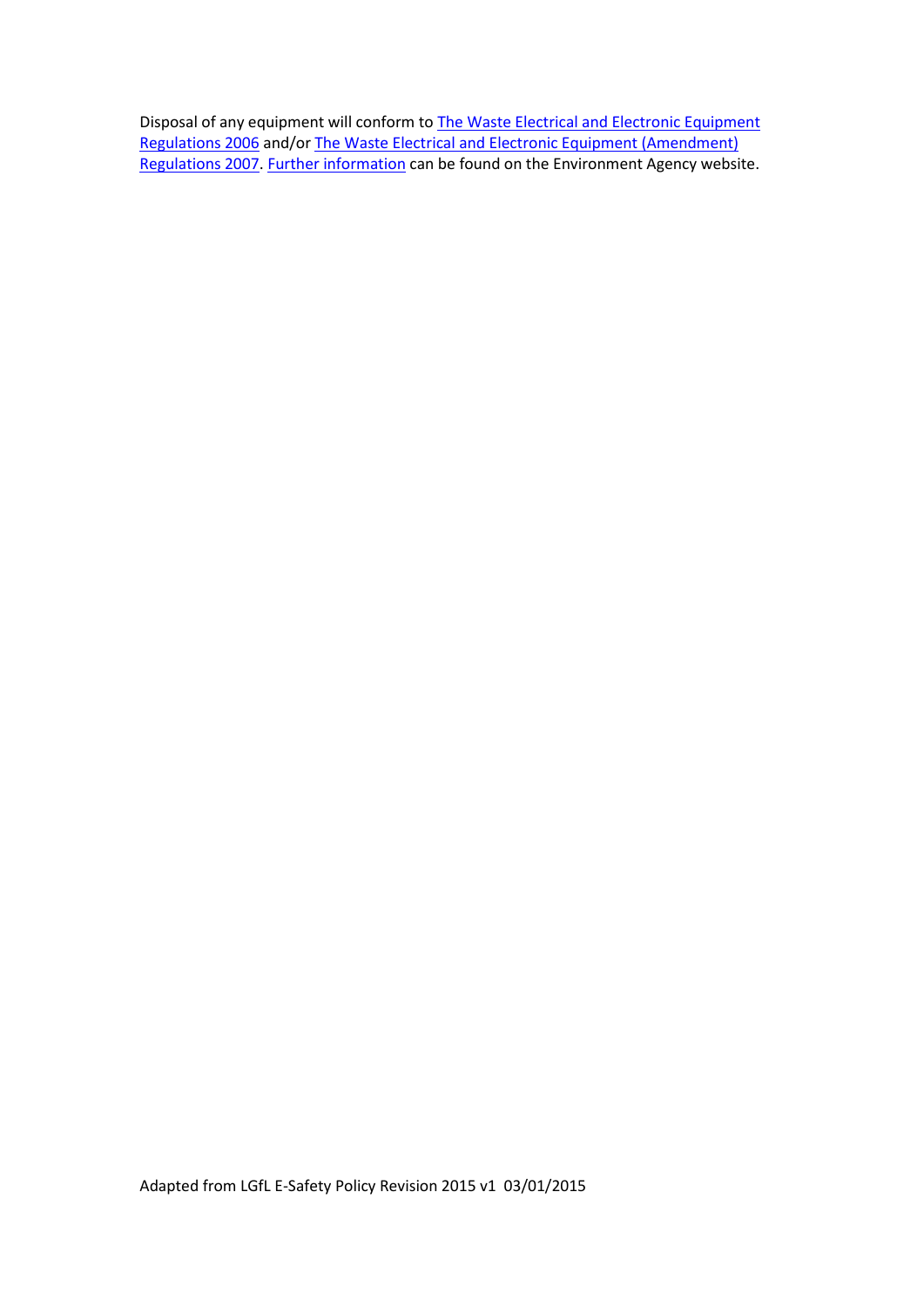Disposal of any equipment will conform to The Waste Electrical and Electronic Equipment Regulations 2006 and/or The Waste Electrical and Electronic Equipment (Amendment) Regulations 2007. Further information can be found on the Environment Agency website.

Adapted from LGfL E-Safety Policy Revision 2015 v1 03/01/2015